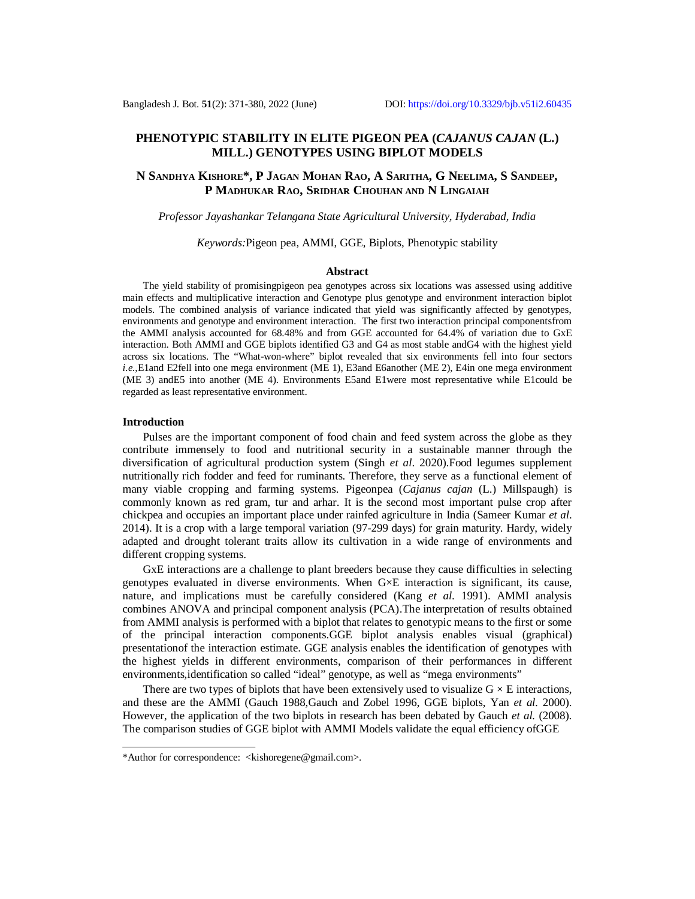# PHENOTYPIC STABILITY IN ELITE PIGEON PEA (*CAJANUS CAJAN* (L.) MILL.) GENOTYPES USING BIPLOT MODELS

**N Sandhya Kishore\*, P Jagan Mohan Rao, A Saritha, G Neelima, S Sandeep, P Madhukar Rao, Sridhar Chouhan and N Lingaiah**

*Professor Jayashankar Telangana State Agricultural University, Hyderabad, India*

*Keywords:*Pigeon pea, AMMI, GGE, Biplots, Phenotypic stability

## Abstract

The yield stability of promisingpigeon pea genotypes across six locations was assessed using additive main effects and multiplicative interaction and Genotype plus genotype and environment interaction biplot models. The combined analysis of variance indicated that yield was significantly affected by genotypes, environments and genotype and environment interaction. The first two interaction principal componentsfrom the AMMI analysis accounted for 68.48% and from GGE accounted for 64.4% of variation due to GxE interaction. Both AMMI and GGE biplots identified G3 and G4 as most stable andG4 with the highest yield across six locations. The "What-won-where" biplot revealed that six environments fell into four sectors *i.e.*,E1and E2fell into one mega environment (ME 1), E3and E6another (ME 2), E4in one mega environment (ME 3) andE5 into another (ME 4). Environments E5and E1were most representative while E1could be regarded as least representative environment.

## Introduction

Pulses are the important component of food chain and feed system across the globe as they contribute immensely to food and nutritional security in a sustainable manner through the diversification of agricultural production system (Singh *et al*. 2020).Food legumes supplement nutritionally rich fodder and feed for ruminants. Therefore, they serve as a functional element of many viable cropping and farming systems. Pigeonpea (*Cajanus cajan* (L.) Millspaugh) is commonly known as red gram, tur and arhar. It is the second most important pulse crop after chickpea and occupies an important place under rainfed agriculture in India (Sameer Kumar *et al*. 2014). It is a crop with a large temporal variation (97-299 days) for grain maturity. Hardy, widely adapted and drought tolerant traits allow its cultivation in a wide range of environments and different cropping systems.

GxE interactions are a challenge to plant breeders because they cause difficulties in selecting genotypes evaluated in diverse environments. When G×E interaction is significant, its cause, nature, and implications must be carefully considered (Kang *et al.* 1991). AMMI analysis combines ANOVA and principal component analysis (PCA).The interpretation of results obtained from AMMI analysis is performed with a biplot that relates to genotypic means to the first or some of the principal interaction components.GGE biplot analysis enables visual (graphical) presentationof the interaction estimate. GGE analysis enables the identification of genotypes with the highest yields in different environments, comparison of their performances in different environments,identification so called "ideal" genotype, as well as "mega environments"

There are two types of biplots that have been extensively used to visualize G × E interactions, and these are the AMMI (Gauch 1988,Gauch and Zobel 1996, GGE biplots, Yan *et al.* 2000). However, the application of the two biplots in research has been debated by Gauch *et al.* (2008). The comparison studies of GGE biplot with AMMI Models validate the equal efficiency ofGGE

\*Author for correspondence: <kishoregene@gmail.com>.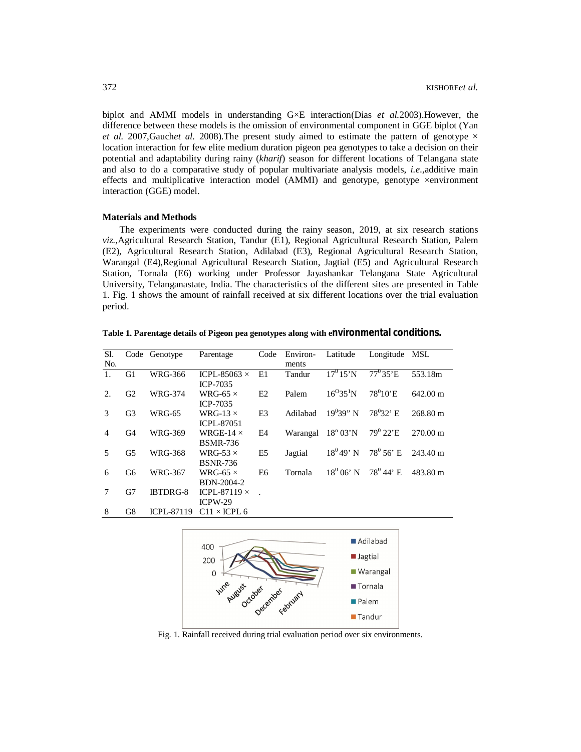biplot and AMMI models in understanding G×E interaction(Dias *et al.*2003).However, the difference between these models is the omission of environmental component in GGE biplot (Yan *et al.* 2007,Gauch*et al.* 2008).The present study aimed to estimate the pattern of genotype × location interaction for few elite medium duration pigeon pea genotypes to take a decision on their potential and adaptability during rainy (*kharif*) season for different locations of Telangana state and also to do a comparative study of popular multivariate analysis models, *i.e.*,additive main effects and multiplicative interaction model (AMMI) and genotype, genotype ×environment interaction (GGE) model.

## Materials and Methods

The experiments were conducted during the rainy season, 2019, at six research stations *viz.*,Agricultural Research Station, Tandur (E1), Regional Agricultural Research Station, Palem (E2), Agricultural Research Station, Adilabad (E3), Regional Agricultural Research Station, Warangal (E4),Regional Agricultural Research Station, Jagtial (E5) and Agricultural Research Station, Tornala (E6) working under Professor Jayashankar Telangana State Agricultural University, Telanganastate, India. The characteristics of the different sites are presented in Table 1. Fig. 1 shows the amount of rainfall received at six different locations over the trial evaluation period.

**Table 1. Parentage details of Pigeon pea genotypes along with environmental conditions.**

| Sl. No. | Code | Genotype | Parentage | Code | Environ-ments | Latitude | Longitude | MSL |
|---|---|---|---|---|---|---|---|---|
| 1. | G1 | WRG-366 | ICPL-85063 × ICP-7035 | E1 | Tandur | $17^0$ 15'N | $77^0$ 35'E | 553.18m |
| 2. | G2 | WRG-374 | WRG-65 × ICP-7035 | E2 | Palem | $16^O35^1$N | $78^0$10'E | 642.00 m |
| 3 | G3 | WRG-65 | WRG-13 × ICPL-87051 | E3 | Adilabad | $19^0$39" N | $78^0$32' E | 268.80 m |
| 4 | G4 | WRG-369 | WRGE-14 × BSMR-736 | E4 | Warangal | $18^o$ 03'N | $79^0$ 22'E | 270.00 m |
| 5 | G5 | WRG-368 | WRG-53 × BSNR-736 | E5 | Jagtial | $18^0$ 49' N | $78^0$ 56' E | 243.40 m |
| 6 | G6 | WRG-367 | WRG-65 × BDN-2004-2 | E6 | Tornala | $18^0$ 06' N | $78^0$ 44' E | 483.80 m |
| 7 | G7 | IBTDRG-8 | ICPL-87119 × ICPW-29 | . | | | | |
| 8 | G8 | ICPL-87119 | C11 × ICPL 6 | | | | | |

Fig. 1. Rainfall received during trial evaluation period over six environments.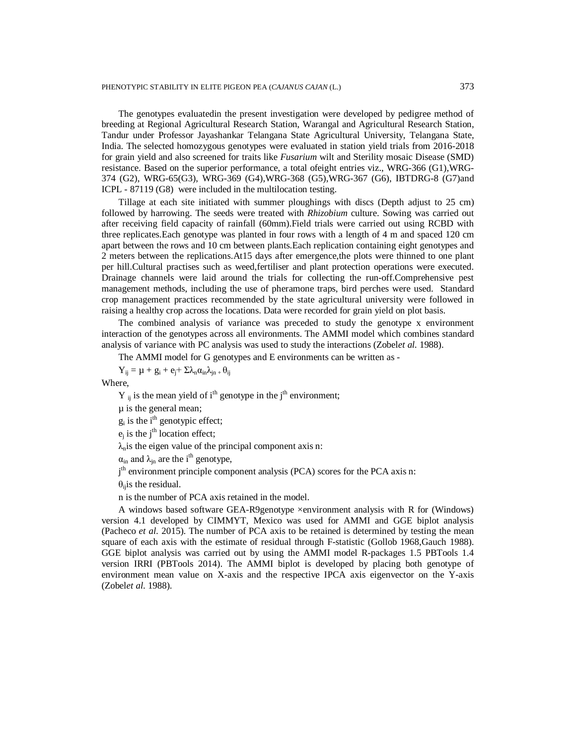The genotypes evaluatedin the present investigation were developed by pedigree method of breeding at Regional Agricultural Research Station, Warangal and Agricultural Research Station, Tandur under Professor Jayashankar Telangana State Agricultural University, Telangana State, India. The selected homozygous genotypes were evaluated in station yield trials from 2016-2018 for grain yield and also screened for traits like *Fusarium* wilt and Sterility mosaic Disease (SMD) resistance. Based on the superior performance, a total ofeight entries viz., WRG-366 (G1),WRG-374 (G2), WRG-65(G3), WRG-369 (G4),WRG-368 (G5),WRG-367 (G6), IBTDRG-8 (G7)and ICPL - 87119 (G8) were included in the multilocation testing.

Tillage at each site initiated with summer ploughings with discs (Depth adjust to 25 cm) followed by harrowing. The seeds were treated with *Rhizobium* culture. Sowing was carried out after receiving field capacity of rainfall (60mm).Field trials were carried out using RCBD with three replicates.Each genotype was planted in four rows with a length of 4 m and spaced 120 cm apart between the rows and 10 cm between plants.Each replication containing eight genotypes and 2 meters between the replications.At15 days after emergence,the plots were thinned to one plant per hill.Cultural practises such as weed,fertiliser and plant protection operations were executed. Drainage channels were laid around the trials for collecting the run-off.Comprehensive pest management methods, including the use of pheramone traps, bird perches were used. Standard crop management practices recommended by the state agricultural university were followed in raising a healthy crop across the locations. Data were recorded for grain yield on plot basis.

The combined analysis of variance was preceded to study the genotype x environment interaction of the genotypes across all environments. The AMMI model which combines standard analysis of variance with PC analysis was used to study the interactions (Zobel*et al.* 1988).

The AMMI model for G genotypes and E environments can be written as -

$$Y_{ij} = \mu + g_i + e_j + \Sigma\lambda_n\alpha_{in}\lambda_{jn} + \theta_{ij}$$

Where,

$Y_{ij}$ is the mean yield of $i^{th}$ genotype in the $j^{th}$ environment;

$\mu$ is the general mean;

$g_i$ is the $i^{th}$ genotypic effect;

$e_j$ is the $j^{th}$ location effect;

$\lambda_n$is the eigen value of the principal component axis n:

$\alpha_{in}$ and $\lambda_{jn}$ are the $i^{th}$ genotype,

$j^{th}$ environment principle component analysis (PCA) scores for the PCA axis n:

$\theta_{ij}$is the residual.

n is the number of PCA axis retained in the model.

A windows based software GEA-R9genotype ×environment analysis with R for (Windows) version 4.1 developed by CIMMYT, Mexico was used for AMMI and GGE biplot analysis (Pacheco *et al.* 2015). The number of PCA axis to be retained is determined by testing the mean square of each axis with the estimate of residual through F-statistic (Gollob 1968,Gauch 1988). GGE biplot analysis was carried out by using the AMMI model R-packages 1.5 PBTools 1.4 version IRRI (PBTools 2014). The AMMI biplot is developed by placing both genotype of environment mean value on X-axis and the respective IPCA axis eigenvector on the Y-axis (Zobel*et al.* 1988).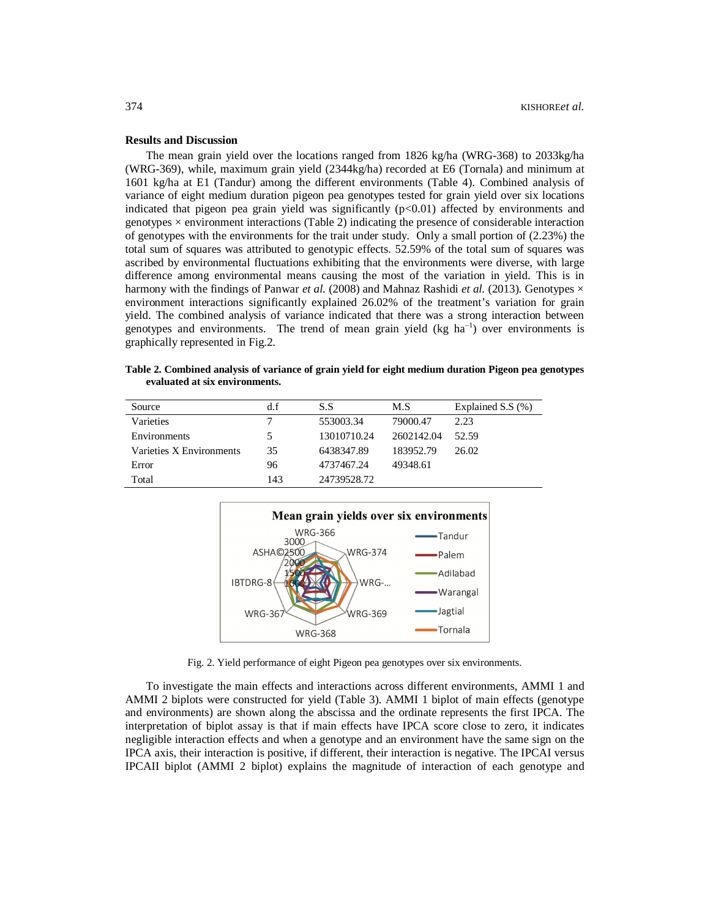## Results and Discussion

The mean grain yield over the locations ranged from 1826 kg/ha (WRG-368) to 2033kg/ha (WRG-369), while, maximum grain yield (2344kg/ha) recorded at E6 (Tornala) and minimum at 1601 kg/ha at E1 (Tandur) among the different environments (Table 4). Combined analysis of variance of eight medium duration pigeon pea genotypes tested for grain yield over six locations indicated that pigeon pea grain yield was significantly ($p<0.01$) affected by environments and genotypes × environment interactions (Table 2) indicating the presence of considerable interaction of genotypes with the environments for the trait under study. Only a small portion of (2.23%) the total sum of squares was attributed to genotypic effects. 52.59% of the total sum of squares was ascribed by environmental fluctuations exhibiting that the environments were diverse, with large difference among environmental means causing the most of the variation in yield. This is in harmony with the findings of Panwar *et al.* (2008) and Mahnaz Rashidi *et al.* (2013). Genotypes × environment interactions significantly explained 26.02% of the treatment's variation for grain yield. The combined analysis of variance indicated that there was a strong interaction between genotypes and environments. The trend of mean grain yield (kg $ha^{-1}$) over environments is graphically represented in Fig.2.

**Table 2. Combined analysis of variance of grain yield for eight medium duration Pigeon pea genotypes evaluated at six environments.**

| Source | d.f | S.S | M.S | Explained S.S (%) |
|---|---|---|---|---|
| Varieties | 7 | 553003.34 | 79000.47 | 2.23 |
| Environments | 5 | 13010710.24 | 2602142.04 | 52.59 |
| Varieties X Environments | 35 | 6438347.89 | 183952.79 | 26.02 |
| Error | 96 | 4737467.24 | 49348.61 | |
| Total | 143 | 24739528.72 | | |

Fig. 2. Yield performance of eight Pigeon pea genotypes over six environments.

To investigate the main effects and interactions across different environments, AMMI 1 and AMMI 2 biplots were constructed for yield (Table 3). AMMI 1 biplot of main effects (genotype and environments) are shown along the abscissa and the ordinate represents the first IPCA. The interpretation of biplot assay is that if main effects have IPCA score close to zero, it indicates negligible interaction effects and when a genotype and an environment have the same sign on the IPCA axis, their interaction is positive, if different, their interaction is negative. The IPCAI versus IPCAII biplot (AMMI 2 biplot) explains the magnitude of interaction of each genotype and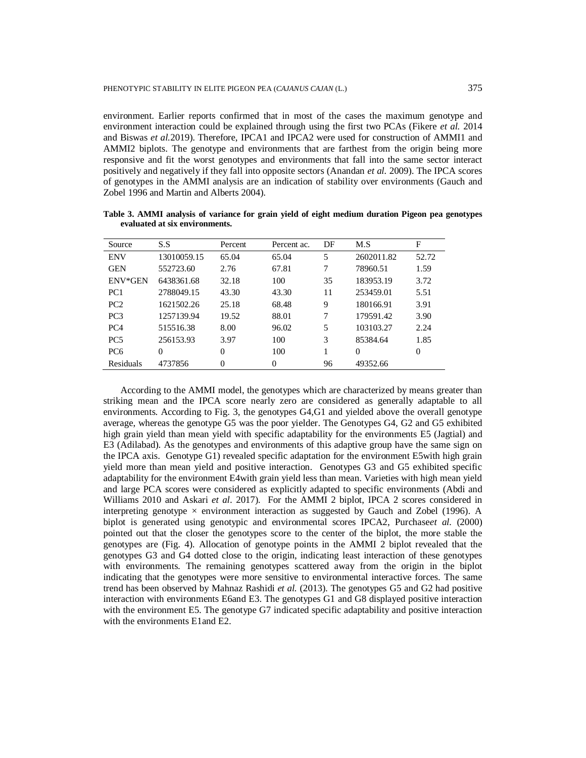environment. Earlier reports confirmed that in most of the cases the maximum genotype and environment interaction could be explained through using the first two PCAs (Fikere *et al.* 2014 and Biswas *et al.*2019). Therefore, IPCA1 and IPCA2 were used for construction of AMMI1 and AMMI2 biplots. The genotype and environments that are farthest from the origin being more responsive and fit the worst genotypes and environments that fall into the same sector interact positively and negatively if they fall into opposite sectors (Anandan *et al.* 2009). The IPCA scores of genotypes in the AMMI analysis are an indication of stability over environments (Gauch and Zobel 1996 and Martin and Alberts 2004).

**Table 3. AMMI analysis of variance for grain yield of eight medium duration Pigeon pea genotypes evaluated at six environments.**

| Source | S.S | Percent | Percent ac. | DF | M.S | F |
|---|---|---|---|---|---|---|
| ENV | 13010059.15 | 65.04 | 65.04 | 5 | 2602011.82 | 52.72 |
| GEN | 552723.60 | 2.76 | 67.81 | 7 | 78960.51 | 1.59 |
| ENV*GEN | 6438361.68 | 32.18 | 100 | 35 | 183953.19 | 3.72 |
| PC1 | 2788049.15 | 43.30 | 43.30 | 11 | 253459.01 | 5.51 |
| PC2 | 1621502.26 | 25.18 | 68.48 | 9 | 180166.91 | 3.91 |
| PC3 | 1257139.94 | 19.52 | 88.01 | 7 | 179591.42 | 3.90 |
| PC4 | 515516.38 | 8.00 | 96.02 | 5 | 103103.27 | 2.24 |
| PC5 | 256153.93 | 3.97 | 100 | 3 | 85384.64 | 1.85 |
| PC6 | 0 | 0 | 100 | 1 | 0 | 0 |
| Residuals | 4737856 | 0 | 0 | 96 | 49352.66 | |

According to the AMMI model, the genotypes which are characterized by means greater than striking mean and the IPCA score nearly zero are considered as generally adaptable to all environments. According to Fig. 3, the genotypes G4,G1 and yielded above the overall genotype average, whereas the genotype G5 was the poor yielder. The Genotypes G4, G2 and G5 exhibited high grain yield than mean yield with specific adaptability for the environments E5 (Jagtial) and E3 (Adilabad). As the genotypes and environments of this adaptive group have the same sign on the IPCA axis. Genotype G1) revealed specific adaptation for the environment E5with high grain yield more than mean yield and positive interaction. Genotypes G3 and G5 exhibited specific adaptability for the environment E4with grain yield less than mean. Varieties with high mean yield and large PCA scores were considered as explicitly adapted to specific environments (Abdi and Williams 2010 and Askari *et al*. 2017). For the AMMI 2 biplot, IPCA 2 scores considered in interpreting genotype × environment interaction as suggested by Gauch and Zobel (1996). A biplot is generated using genotypic and environmental scores IPCA2, Purchase*et al.* (2000) pointed out that the closer the genotypes score to the center of the biplot, the more stable the genotypes are (Fig. 4). Allocation of genotype points in the AMMI 2 biplot revealed that the genotypes G3 and G4 dotted close to the origin, indicating least interaction of these genotypes with environments. The remaining genotypes scattered away from the origin in the biplot indicating that the genotypes were more sensitive to environmental interactive forces. The same trend has been observed by Mahnaz Rashidi *et al.* (2013). The genotypes G5 and G2 had positive interaction with environments E6and E3. The genotypes G1 and G8 displayed positive interaction with the environment E5. The genotype G7 indicated specific adaptability and positive interaction with the environments E1and E2.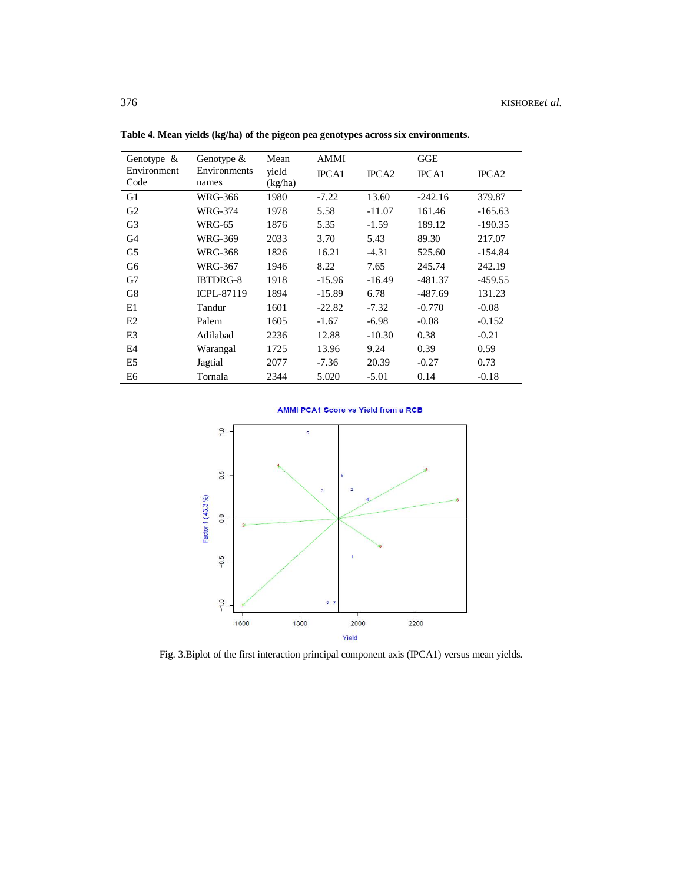**Table 4. Mean yields (kg/ha) of the pigeon pea genotypes across six environments.**

| Genotype & Environment Code | Genotype & Environments names | Mean yield (kg/ha) | AMMI IPCA1 | IPCA2 | GGE IPCA1 | IPCA2 |
|---|---|---|---|---|---|---|
| G1 | WRG-366 | 1980 | -7.22 | 13.60 | -242.16 | 379.87 |
| G2 | WRG-374 | 1978 | 5.58 | -11.07 | 161.46 | -165.63 |
| G3 | WRG-65 | 1876 | 5.35 | -1.59 | 189.12 | -190.35 |
| G4 | WRG-369 | 2033 | 3.70 | 5.43 | 89.30 | 217.07 |
| G5 | WRG-368 | 1826 | 16.21 | -4.31 | 525.60 | -154.84 |
| G6 | WRG-367 | 1946 | 8.22 | 7.65 | 245.74 | 242.19 |
| G7 | IBTDRG-8 | 1918 | -15.96 | -16.49 | -481.37 | -459.55 |
| G8 | ICPL-87119 | 1894 | -15.89 | 6.78 | -487.69 | 131.23 |
| E1 | Tandur | 1601 | -22.82 | -7.32 | -0.770 | -0.08 |
| E2 | Palem | 1605 | -1.67 | -6.98 | -0.08 | -0.152 |
| E3 | Adilabad | 2236 | 12.88 | -10.30 | 0.38 | -0.21 |
| E4 | Warangal | 1725 | 13.96 | 9.24 | 0.39 | 0.59 |
| E5 | Jagtial | 2077 | -7.36 | 20.39 | -0.27 | 0.73 |
| E6 | Tornala | 2344 | 5.020 | -5.01 | 0.14 | -0.18 |

Fig. 3.Biplot of the first interaction principal component axis (IPCA1) versus mean yields.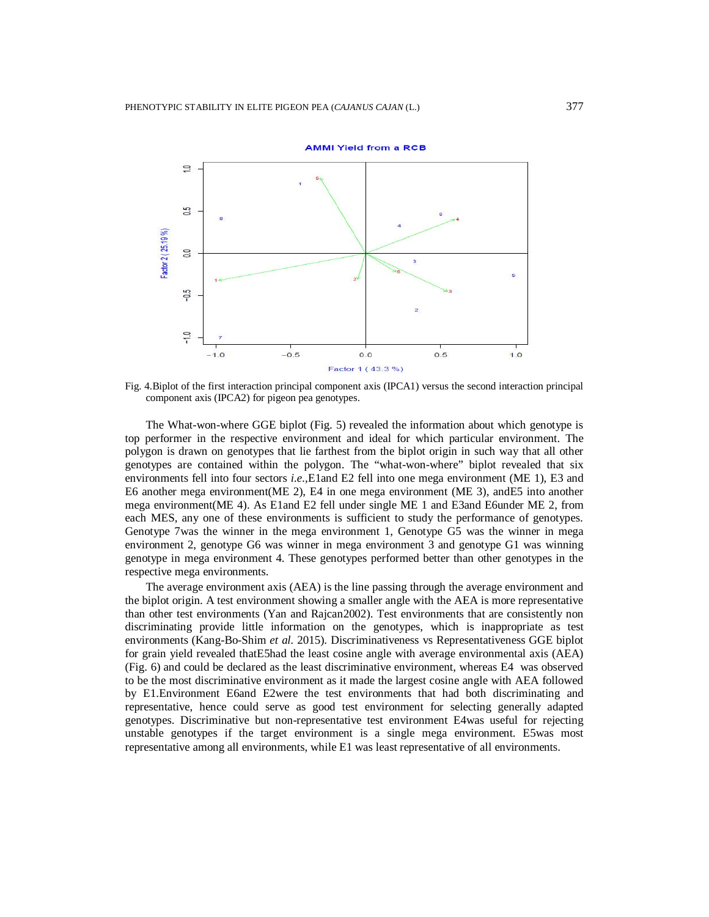Fig. 4.Biplot of the first interaction principal component axis (IPCA1) versus the second interaction principal component axis (IPCA2) for pigeon pea genotypes.

The What-won-where GGE biplot (Fig. 5) revealed the information about which genotype is top performer in the respective environment and ideal for which particular environment. The polygon is drawn on genotypes that lie farthest from the biplot origin in such way that all other genotypes are contained within the polygon. The "what-won-where" biplot revealed that six environments fell into four sectors *i.e.*,E1and E2 fell into one mega environment (ME 1), E3 and E6 another mega environment(ME 2), E4 in one mega environment (ME 3), andE5 into another mega environment(ME 4). As E1and E2 fell under single ME 1 and E3and E6under ME 2, from each MES, any one of these environments is sufficient to study the performance of genotypes. Genotype 7was the winner in the mega environment 1, Genotype G5 was the winner in mega environment 2, genotype G6 was winner in mega environment 3 and genotype G1 was winning genotype in mega environment 4. These genotypes performed better than other genotypes in the respective mega environments.

The average environment axis (AEA) is the line passing through the average environment and the biplot origin. A test environment showing a smaller angle with the AEA is more representative than other test environments (Yan and Rajcan2002). Test environments that are consistently non discriminating provide little information on the genotypes, which is inappropriate as test environments (Kang-Bo-Shim *et al.* 2015). Discriminativeness vs Representativeness GGE biplot for grain yield revealed thatE5had the least cosine angle with average environmental axis (AEA) (Fig. 6) and could be declared as the least discriminative environment, whereas E4 was observed to be the most discriminative environment as it made the largest cosine angle with AEA followed by E1.Environment E6and E2were the test environments that had both discriminating and representative, hence could serve as good test environment for selecting generally adapted genotypes. Discriminative but non-representative test environment E4was useful for rejecting unstable genotypes if the target environment is a single mega environment. E5was most representative among all environments, while E1 was least representative of all environments.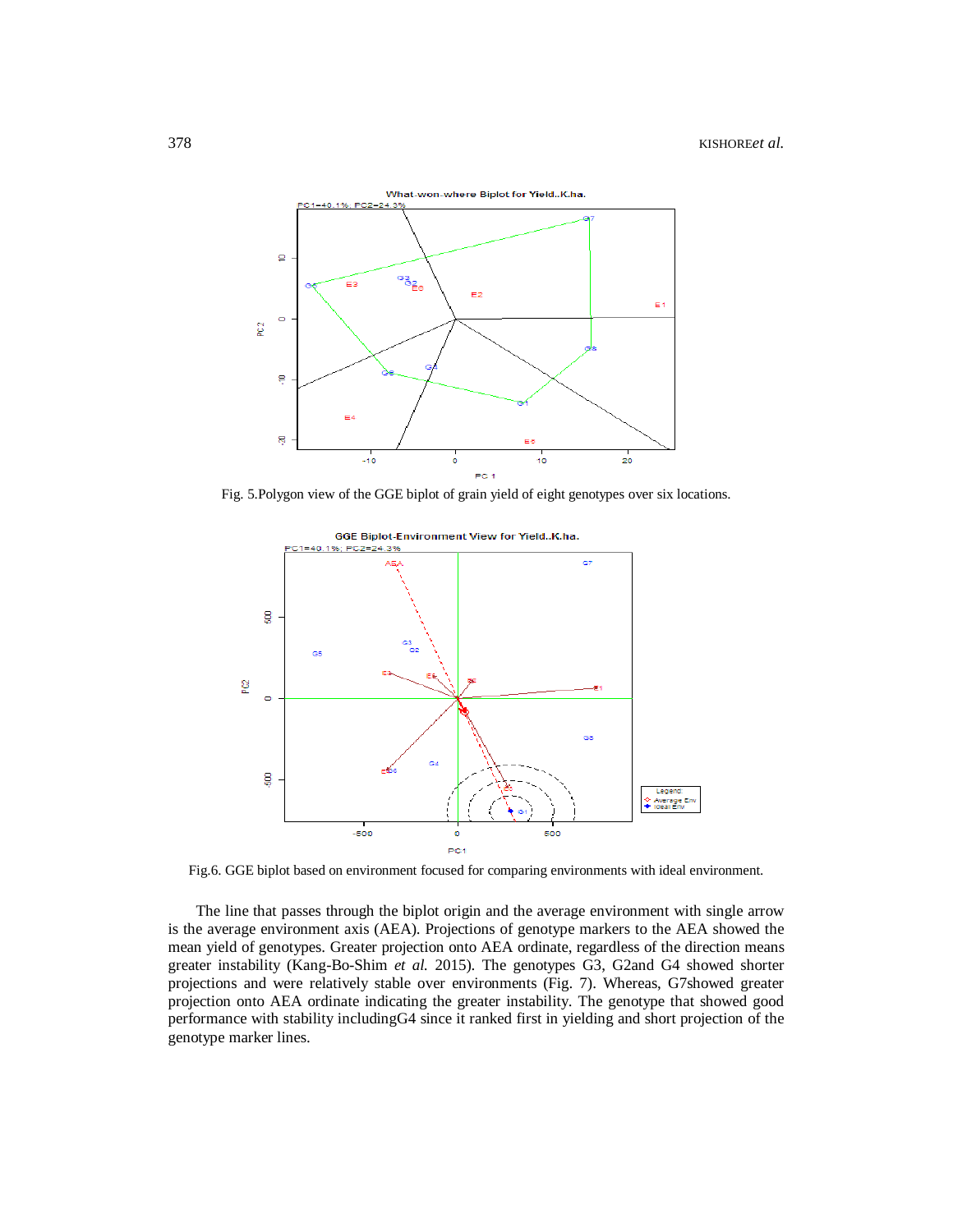Fig. 5.Polygon view of the GGE biplot of grain yield of eight genotypes over six locations.

Fig.6. GGE biplot based on environment focused for comparing environments with ideal environment.

The line that passes through the biplot origin and the average environment with single arrow is the average environment axis (AEA). Projections of genotype markers to the AEA showed the mean yield of genotypes. Greater projection onto AEA ordinate, regardless of the direction means greater instability (Kang-Bo-Shim *et al.* 2015). The genotypes G3, G2and G4 showed shorter projections and were relatively stable over environments (Fig. 7). Whereas, G7showed greater projection onto AEA ordinate indicating the greater instability. The genotype that showed good performance with stability includingG4 since it ranked first in yielding and short projection of the genotype marker lines.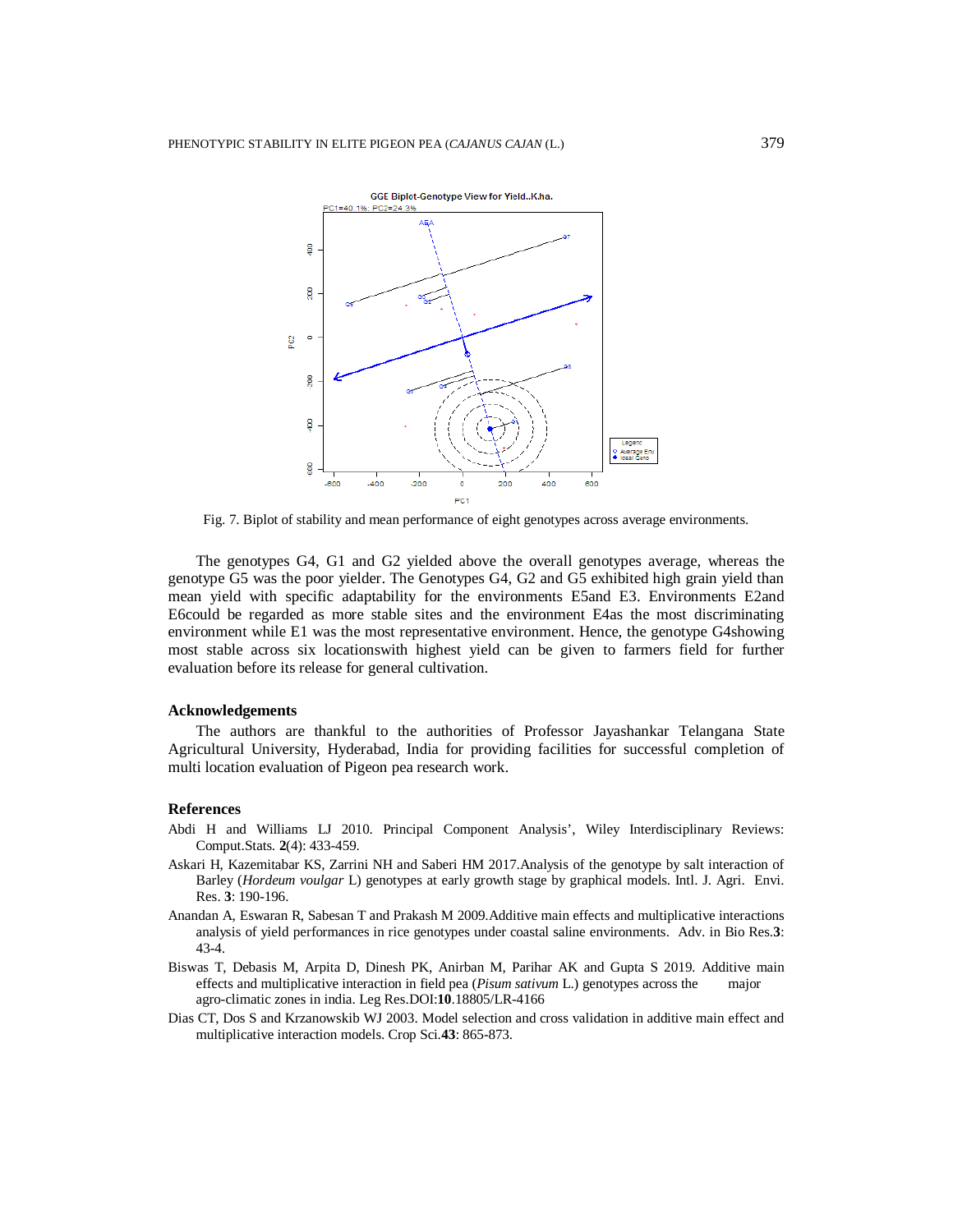Fig. 7. Biplot of stability and mean performance of eight genotypes across average environments.

The genotypes G4, G1 and G2 yielded above the overall genotypes average, whereas the genotype G5 was the poor yielder. The Genotypes G4, G2 and G5 exhibited high grain yield than mean yield with specific adaptability for the environments E5and E3. Environments E2and E6could be regarded as more stable sites and the environment E4as the most discriminating environment while E1 was the most representative environment. Hence, the genotype G4showing most stable across six locationswith highest yield can be given to farmers field for further evaluation before its release for general cultivation.

### Acknowledgements

The authors are thankful to the authorities of Professor Jayashankar Telangana State Agricultural University, Hyderabad, India for providing facilities for successful completion of multi location evaluation of Pigeon pea research work.

### References

Abdi H and Williams LJ 2010. Principal Component Analysis', Wiley Interdisciplinary Reviews: Comput.Stats. **2**(4): 433-459.

Askari H, Kazemitabar KS, Zarrini NH and Saberi HM 2017.Analysis of the genotype by salt interaction of Barley (*Hordeum voulgar* L) genotypes at early growth stage by graphical models. Intl. J. Agri. Envi. Res. **3**: 190-196.

Anandan A, Eswaran R, Sabesan T and Prakash M 2009.Additive main effects and multiplicative interactions analysis of yield performances in rice genotypes under coastal saline environments. Adv. in Bio Res.**3**: 43-4.

Biswas T, Debasis M, Arpita D, Dinesh PK, Anirban M, Parihar AK and Gupta S 2019. Additive main effects and multiplicative interaction in field pea (*Pisum sativum* L.) genotypes across the major agro-climatic zones in india. Leg Res.DOI:**10**.18805/LR-4166

Dias CT, Dos S and Krzanowskib WJ 2003. Model selection and cross validation in additive main effect and multiplicative interaction models. Crop Sci.**43**: 865-873.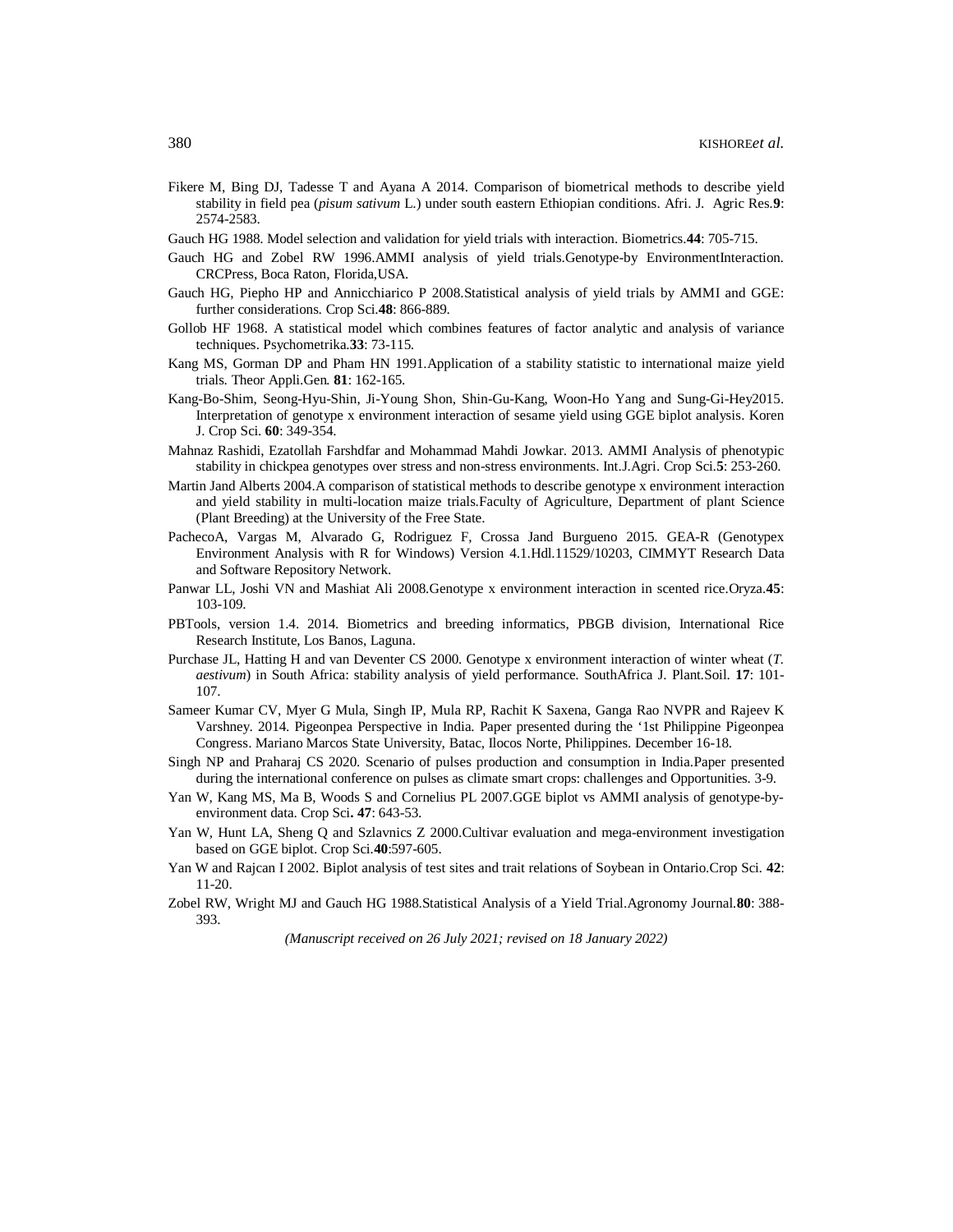Fikere M, Bing DJ, Tadesse T and Ayana A 2014. Comparison of biometrical methods to describe yield stability in field pea (*pisum sativum* L.) under south eastern Ethiopian conditions. Afri. J. Agric Res.**9**: 2574-2583.

Gauch HG 1988. Model selection and validation for yield trials with interaction. Biometrics.**44**: 705-715.

Gauch HG and Zobel RW 1996.AMMI analysis of yield trials.Genotype-by EnvironmentInteraction. CRCPress, Boca Raton, Florida,USA.

Gauch HG, Piepho HP and Annicchiarico P 2008.Statistical analysis of yield trials by AMMI and GGE: further considerations. Crop Sci.**48**: 866-889.

Gollob HF 1968. A statistical model which combines features of factor analytic and analysis of variance techniques. Psychometrika.**33**: 73-115.

Kang MS, Gorman DP and Pham HN 1991.Application of a stability statistic to international maize yield trials. Theor Appli.Gen. **81**: 162-165.

Kang-Bo-Shim, Seong-Hyu-Shin, Ji-Young Shon, Shin-Gu-Kang, Woon-Ho Yang and Sung-Gi-Hey2015. Interpretation of genotype x environment interaction of sesame yield using GGE biplot analysis. Koren J. Crop Sci. **60**: 349-354.

Mahnaz Rashidi, Ezatollah Farshdfar and Mohammad Mahdi Jowkar. 2013. AMMI Analysis of phenotypic stability in chickpea genotypes over stress and non-stress environments. Int.J.Agri. Crop Sci.**5**: 253-260.

Martin Jand Alberts 2004.A comparison of statistical methods to describe genotype x environment interaction and yield stability in multi-location maize trials.Faculty of Agriculture, Department of plant Science (Plant Breeding) at the University of the Free State.

PachecoA, Vargas M, Alvarado G, Rodriguez F, Crossa Jand Burgueno 2015. GEA-R (Genotypex Environment Analysis with R for Windows) Version 4.1.Hdl.11529/10203, CIMMYT Research Data and Software Repository Network.

Panwar LL, Joshi VN and Mashiat Ali 2008.Genotype x environment interaction in scented rice.Oryza.**45**: 103-109.

PBTools, version 1.4. 2014. Biometrics and breeding informatics, PBGB division, International Rice Research Institute, Los Banos, Laguna.

Purchase JL, Hatting H and van Deventer CS 2000. Genotype x environment interaction of winter wheat (*T. aestivum*) in South Africa: stability analysis of yield performance. SouthAfrica J. Plant.Soil. **17**: 101-107.

Sameer Kumar CV, Myer G Mula, Singh IP, Mula RP, Rachit K Saxena, Ganga Rao NVPR and Rajeev K Varshney. 2014. Pigeonpea Perspective in India. Paper presented during the '1st Philippine Pigeonpea Congress. Mariano Marcos State University, Batac, Ilocos Norte, Philippines. December 16-18.

Singh NP and Praharaj CS 2020. Scenario of pulses production and consumption in India.Paper presented during the international conference on pulses as climate smart crops: challenges and Opportunities. 3-9.

Yan W, Kang MS, Ma B, Woods S and Cornelius PL 2007.GGE biplot vs AMMI analysis of genotype-by-environment data. Crop Sci**. 47**: 643-53.

Yan W, Hunt LA, Sheng Q and Szlavnics Z 2000.Cultivar evaluation and mega-environment investigation based on GGE biplot. Crop Sci.**40**:597-605.

Yan W and Rajcan I 2002. Biplot analysis of test sites and trait relations of Soybean in Ontario.Crop Sci. **42**: 11-20.

Zobel RW, Wright MJ and Gauch HG 1988.Statistical Analysis of a Yield Trial.Agronomy Journal.**80**: 388-393.

*(Manuscript received on 26 July 2021; revised on 18 January 2022)*